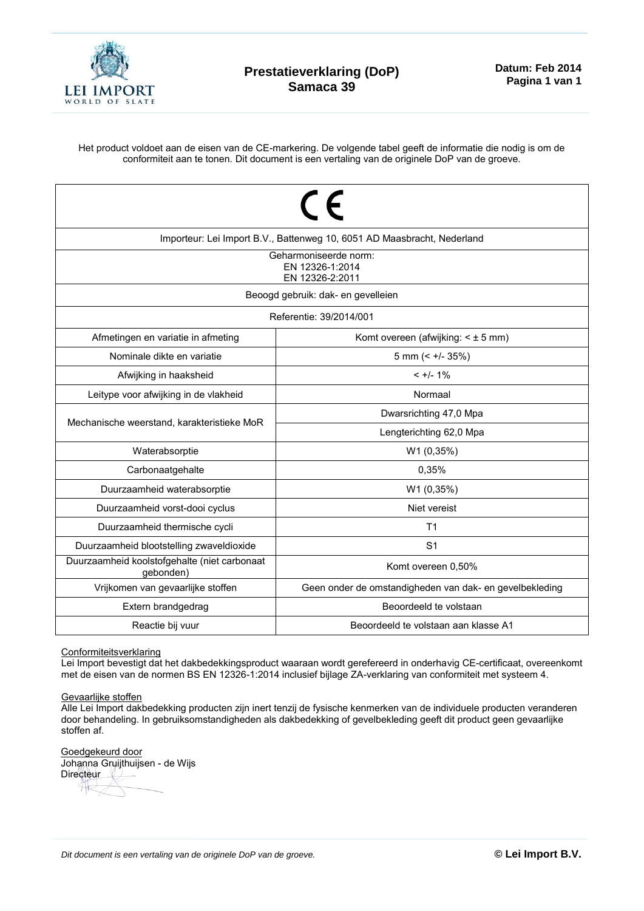# Prestatieverklaring (DoP)
## Samaca 39

**Datum: Feb 2014**

Het product voldoet aan de eisen van de CE-markering. De volgende tabel geeft de informatie die nodig is om de conformiteit aan te tonen. Dit document is een vertaling van de originele DoP van de groeve.

| CE | |
|---|---|
| Importeur: Lei Import B.V., Battenweg 10, 6051 AD Maasbracht, Nederland | |
| Geharmoniseerde norm: EN 12326-1:2014 EN 12326-2:2011 | |
| Beoogd gebruik: dak- en gevelleien | |
| Referentie: 39/2014/001 | |
| Afmetingen en variatie in afmeting | Komt overeen (afwijking: < ± 5 mm) |
| Nominale dikte en variatie | 5 mm (< +/- 35%) |
| Afwijking in haaksheid | < +/- 1% |
| Leitype voor afwijking in de vlakheid | Normaal |
| Mechanische weerstand, karakteristieke MoR | Dwarsrichting 47,0 Mpa |
| | Lengterichting 62,0 Mpa |
| Waterabsorptie | W1 (0,35%) |
| Carbonaatgehalte | 0,35% |
| Duurzaamheid waterabsorptie | W1 (0,35%) |
| Duurzaamheid vorst-dooi cyclus | Niet vereist |
| Duurzaamheid thermische cycli | T1 |
| Duurzaamheid blootstelling zwaveldioxide | S1 |
| Duurzaamheid koolstofgehalte (niet carbonaat gebonden) | Komt overeen 0,50% |
| Vrijkomen van gevaarlijke stoffen | Geen onder de omstandigheden van dak- en gevelbekleding |
| Extern brandgedrag | Beoordeeld te volstaan |
| Reactie bij vuur | Beoordeeld te volstaan aan klasse A1 |

Conformiteitsverklaring
Lei Import bevestigt dat het dakbedekkingsproduct waaraan wordt gerefereerd in onderhavig CE-certificaat, overeenkomt met de eisen van de normen BS EN 12326-1:2014 inclusief bijlage ZA-verklaring van conformiteit met systeem 4.

Gevaarlijke stoffen
Alle Lei Import dakbedekking producten zijn inert tenzij de fysische kenmerken van de individuele producten veranderen door behandeling. In gebruiksomstandigheden als dakbedekking of gevelbekleding geeft dit product geen gevaarlijke stoffen af.

Goedgekeurd door
Johanna Gruijthuijsen - de Wijs
Directeur

*Dit document is een vertaling van de originele DoP van de groeve.*

**© Lei Import B.V.**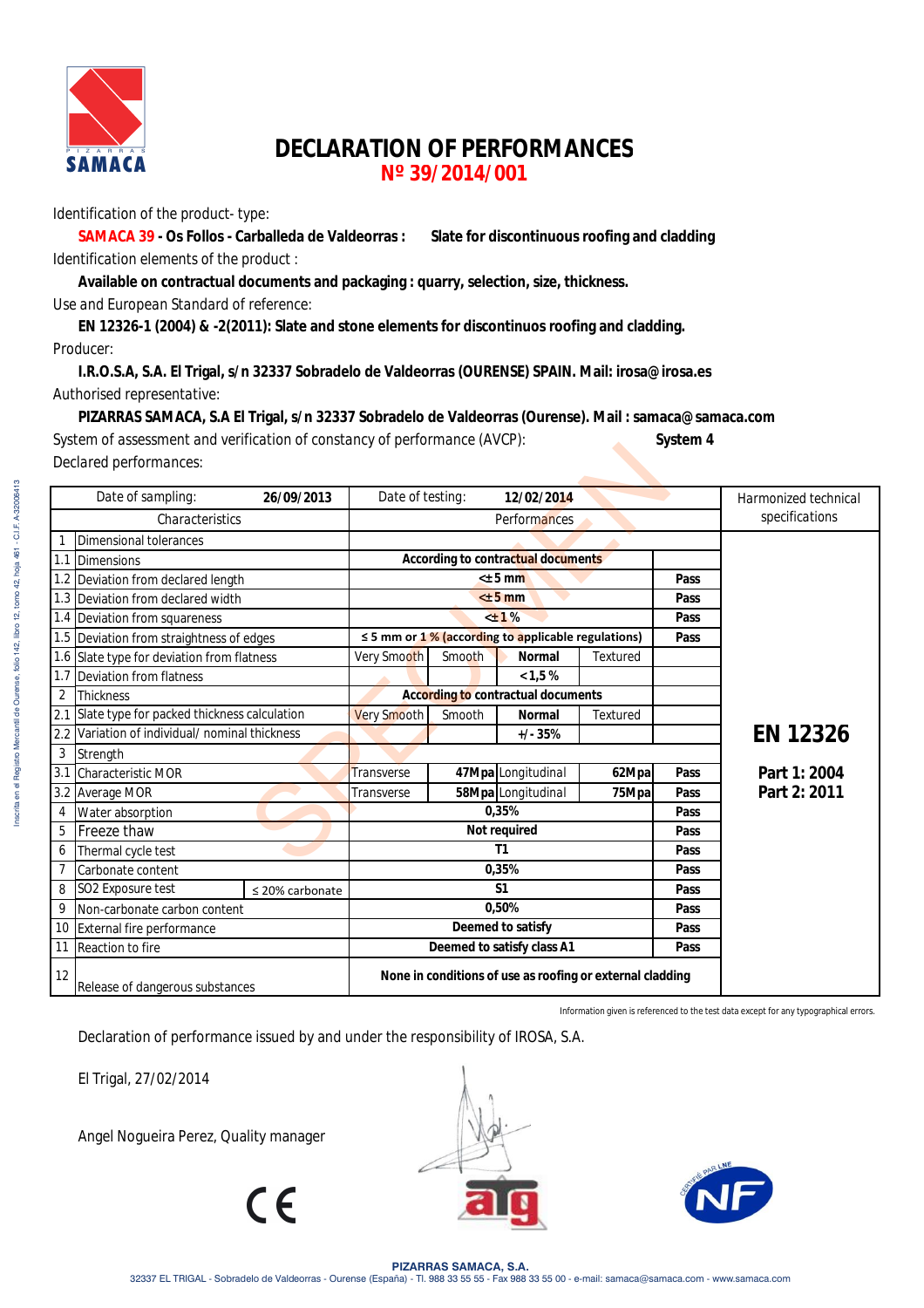# DECLARATION OF PERFORMANCES

## Nº 39/2014/001

Identification of the product- type:

**SAMACA 39 - Os Follos - Carballeda de Valdeorras : Slate for discontinuous roofing and cladding**

Identification elements of the product :

**Available on contractual documents and packaging : quarry, selection, size, thickness.**

Use and European Standard of reference:

**EN 12326-1 (2004) & -2(2011): Slate and stone elements for discontinuos roofing and cladding.**

Producer:

**I.R.O.S.A, S.A. El Trigal, s/n 32337 Sobradelo de Valdeorras (OURENSE) SPAIN. Mail: irosa@irosa.es**

Authorised representative:

**PIZARRAS SAMACA, S.A El Trigal, s/n 32337 Sobradelo de Valdeorras (Ourense). Mail : samaca@samaca.com**

System of assessment and verification of constancy of performance (AVCP): **System 4**

Declared performances:

| | Date of sampling: | 26/09/2013 | Date of testing: | | 12/02/2014 | | | Harmonized technical specifications |
|---|---|---|---|---|---|---|---|---|
| | Characteristics | | Performances | | | | | |
| 1 | Dimensional tolerances | | | | | | | |
| 1.1 | Dimensions | | **According to contractual documents** | | | | | **EN 12326** **Part 1: 2004** **Part 2: 2011** |
| 1.2 | Deviation from declared length | | **<± 5 mm** | | | | **Pass** | |
| 1.3 | Deviation from declared width | | **<± 5 mm** | | | | **Pass** | |
| 1.4 | Deviation from squareness | | **<± 1 %** | | | | **Pass** | |
| 1.5 | Deviation from straightness of edges | | **≤ 5 mm or 1 % (according to applicable regulations)** | | | | **Pass** | |
| 1.6 | Slate type for deviation from flatness | | Very Smooth | Smooth | **Normal** | Textured | | |
| 1.7 | Deviation from flatness | | | | **<1,5 %** | | | |
| 2 | Thickness | | **According to contractual documents** | | | | | |
| 2.1 | Slate type for packed thickness calculation | | Very Smooth | Smooth | **Normal** | Textured | | |
| 2.2 | Variation of individual/ nominal thickness | | | | **+/- 35%** | | | |
| 3 | Strength | | | | | | | |
| 3.1 | Characteristic MOR | | Transverse | **47Mpa** | Longitudinal | **62Mpa** | **Pass** | |
| 3.2 | Average MOR | | Transverse | **58Mpa** | Longitudinal | **75Mpa** | **Pass** | |
| 4 | Water absorption | | **0,35%** | | | | **Pass** | |
| 5 | Freeze thaw | | **Not required** | | | | **Pass** | |
| 6 | Thermal cycle test | | **T1** | | | | **Pass** | |
| 7 | Carbonate content | | **0,35%** | | | | **Pass** | |
| 8 | SO2 Exposure test | ≤ 20% carbonate | **S1** | | | | **Pass** | |
| 9 | Non-carbonate carbon content | | **0,50%** | | | | **Pass** | |
| 10 | External fire performance | | **Deemed to satisfy** | | | | **Pass** | |
| 11 | Reaction to fire | | **Deemed to satisfy class A1** | | | | **Pass** | |
| 12 | Release of dangerous substances | | **None in conditions of use as roofing or external cladding** | | | | | |

Information given is referenced to the test data except for any typographical errors.

Declaration of performance issued by and under the responsibility of IROSA, S.A.

El Trigal, 27/02/2014

Angel Nogueira Perez, Quality manager

Inscrita en el Registro Mercantil de Ourense, folio 142, libro 12, tomo 42, hoja 461 - C.I.F. A32006413

PIZARRAS SAMACA, S.A.
32337 EL TRIGAL - Sobradelo de Valdeorras - Ourense (España) - Tl. 988 33 55 55 - Fax 988 33 55 00 - e-mail: samaca@samaca.com - www.samaca.com